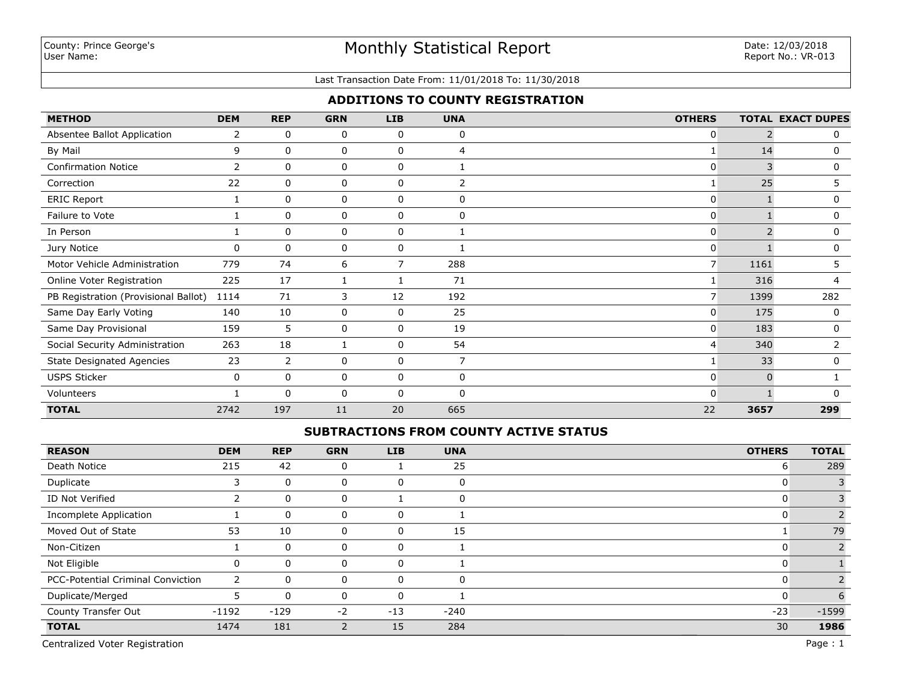County: Prince George's
User Name:

# Monthly Statistical Report

Date: 12/03/2018
Report No.: VR-013

Last Transaction Date From: 11/01/2018 To: 11/30/2018

## ADDITIONS TO COUNTY REGISTRATION

| METHOD | DEM | REP | GRN | LIB | UNA | OTHERS | TOTAL | EXACT DUPES |
|---|---|---|---|---|---|---|---|---|
| Absentee Ballot Application | 2 | 0 | 0 | 0 | 0 | 0 | 2 | 0 |
| By Mail | 9 | 0 | 0 | 0 | 4 | 1 | 14 | 0 |
| Confirmation Notice | 2 | 0 | 0 | 0 | 1 | 0 | 3 | 0 |
| Correction | 22 | 0 | 0 | 0 | 2 | 1 | 25 | 5 |
| ERIC Report | 1 | 0 | 0 | 0 | 0 | 0 | 1 | 0 |
| Failure to Vote | 1 | 0 | 0 | 0 | 0 | 0 | 1 | 0 |
| In Person | 1 | 0 | 0 | 0 | 1 | 0 | 2 | 0 |
| Jury Notice | 0 | 0 | 0 | 0 | 1 | 0 | 1 | 0 |
| Motor Vehicle Administration | 779 | 74 | 6 | 7 | 288 | 7 | 1161 | 5 |
| Online Voter Registration | 225 | 17 | 1 | 1 | 71 | 1 | 316 | 4 |
| PB Registration (Provisional Ballot) | 1114 | 71 | 3 | 12 | 192 | 7 | 1399 | 282 |
| Same Day Early Voting | 140 | 10 | 0 | 0 | 25 | 0 | 175 | 0 |
| Same Day Provisional | 159 | 5 | 0 | 0 | 19 | 0 | 183 | 0 |
| Social Security Administration | 263 | 18 | 1 | 0 | 54 | 4 | 340 | 2 |
| State Designated Agencies | 23 | 2 | 0 | 0 | 7 | 1 | 33 | 0 |
| USPS Sticker | 0 | 0 | 0 | 0 | 0 | 0 | 0 | 1 |
| Volunteers | 1 | 0 | 0 | 0 | 0 | 0 | 1 | 0 |
| **TOTAL** | 2742 | 197 | 11 | 20 | 665 | 22 | **3657** | **299** |

## SUBTRACTIONS FROM COUNTY ACTIVE STATUS

| REASON | DEM | REP | GRN | LIB | UNA | OTHERS | TOTAL |
|---|---|---|---|---|---|---|---|
| Death Notice | 215 | 42 | 0 | 1 | 25 | 6 | 289 |
| Duplicate | 3 | 0 | 0 | 0 | 0 | 0 | 3 |
| ID Not Verified | 2 | 0 | 0 | 1 | 0 | 0 | 3 |
| Incomplete Application | 1 | 0 | 0 | 0 | 1 | 0 | 2 |
| Moved Out of State | 53 | 10 | 0 | 0 | 15 | 1 | 79 |
| Non-Citizen | 1 | 0 | 0 | 0 | 1 | 0 | 2 |
| Not Eligible | 0 | 0 | 0 | 0 | 1 | 0 | 1 |
| PCC-Potential Criminal Conviction | 2 | 0 | 0 | 0 | 0 | 0 | 2 |
| Duplicate/Merged | 5 | 0 | 0 | 0 | 1 | 0 | 6 |
| County Transfer Out | -1192 | -129 | -2 | -13 | -240 | -23 | -1599 |
| **TOTAL** | 1474 | 181 | 2 | 15 | 284 | 30 | **1986** |

Centralized Voter Registration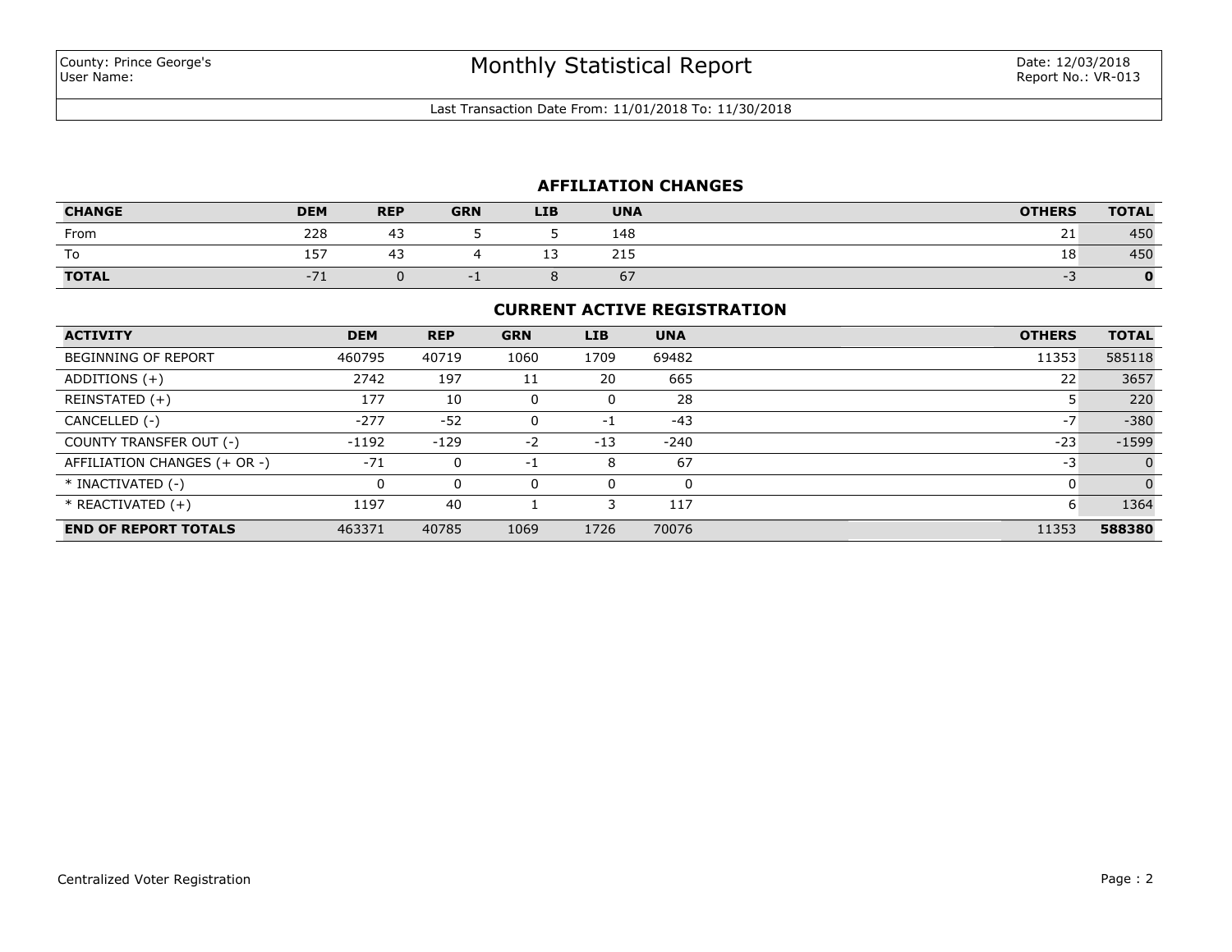County: Prince George's
User Name:

# Monthly Statistical Report

Date: 12/03/2018
Report No.: VR-013

Last Transaction Date From: 11/01/2018 To: 11/30/2018

## AFFILIATION CHANGES

| CHANGE | DEM | REP | GRN | LIB | UNA | OTHERS | TOTAL |
|---|---|---|---|---|---|---|---|
| From | 228 | 43 | 5 | 5 | 148 | 21 | 450 |
| To | 157 | 43 | 4 | 13 | 215 | 18 | 450 |
| **TOTAL** | -71 | 0 | -1 | 8 | 67 | -3 | **0** |

## CURRENT ACTIVE REGISTRATION

| ACTIVITY | DEM | REP | GRN | LIB | UNA | OTHERS | TOTAL |
|---|---|---|---|---|---|---|---|
| BEGINNING OF REPORT | 460795 | 40719 | 1060 | 1709 | 69482 | 11353 | 585118 |
| ADDITIONS (+) | 2742 | 197 | 11 | 20 | 665 | 22 | 3657 |
| REINSTATED (+) | 177 | 10 | 0 | 0 | 28 | 5 | 220 |
| CANCELLED (-) | -277 | -52 | 0 | -1 | -43 | -7 | -380 |
| COUNTY TRANSFER OUT (-) | -1192 | -129 | -2 | -13 | -240 | -23 | -1599 |
| AFFILIATION CHANGES (+ OR -) | -71 | 0 | -1 | 8 | 67 | -3 | 0 |
| * INACTIVATED (-) | 0 | 0 | 0 | 0 | 0 | 0 | 0 |
| * REACTIVATED (+) | 1197 | 40 | 1 | 3 | 117 | 6 | 1364 |
| **END OF REPORT TOTALS** | 463371 | 40785 | 1069 | 1726 | 70076 | 11353 | **588380** |

Centralized Voter Registration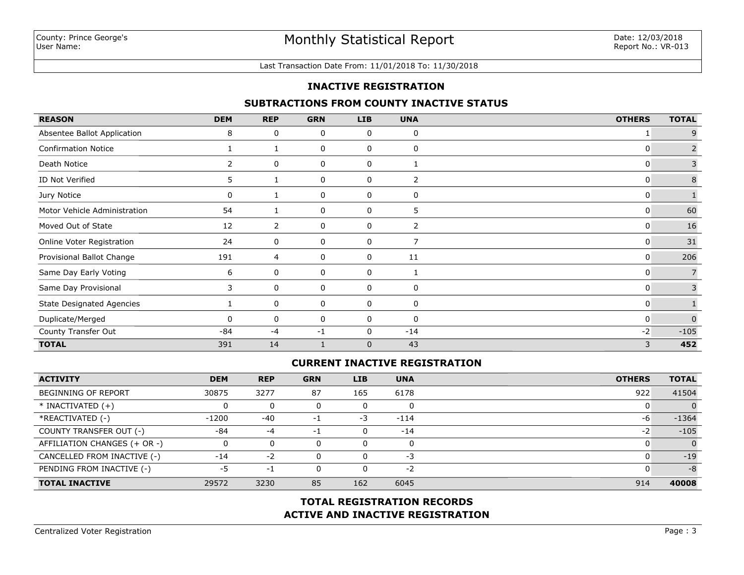County: Prince George's
User Name:

# Monthly Statistical Report

Date: 12/03/2018
Report No.: VR-013

Last Transaction Date From: 11/01/2018 To: 11/30/2018

## INACTIVE REGISTRATION

### SUBTRACTIONS FROM COUNTY INACTIVE STATUS

| REASON | DEM | REP | GRN | LIB | UNA | OTHERS | TOTAL |
|---|---|---|---|---|---|---|---|
| Absentee Ballot Application | 8 | 0 | 0 | 0 | 0 | 1 | 9 |
| Confirmation Notice | 1 | 1 | 0 | 0 | 0 | 0 | 2 |
| Death Notice | 2 | 0 | 0 | 0 | 1 | 0 | 3 |
| ID Not Verified | 5 | 1 | 0 | 0 | 2 | 0 | 8 |
| Jury Notice | 0 | 1 | 0 | 0 | 0 | 0 | 1 |
| Motor Vehicle Administration | 54 | 1 | 0 | 0 | 5 | 0 | 60 |
| Moved Out of State | 12 | 2 | 0 | 0 | 2 | 0 | 16 |
| Online Voter Registration | 24 | 0 | 0 | 0 | 7 | 0 | 31 |
| Provisional Ballot Change | 191 | 4 | 0 | 0 | 11 | 0 | 206 |
| Same Day Early Voting | 6 | 0 | 0 | 0 | 1 | 0 | 7 |
| Same Day Provisional | 3 | 0 | 0 | 0 | 0 | 0 | 3 |
| State Designated Agencies | 1 | 0 | 0 | 0 | 0 | 0 | 1 |
| Duplicate/Merged | 0 | 0 | 0 | 0 | 0 | 0 | 0 |
| County Transfer Out | -84 | -4 | -1 | 0 | -14 | -2 | -105 |
| **TOTAL** | 391 | 14 | 1 | 0 | 43 | 3 | **452** |

### CURRENT INACTIVE REGISTRATION

| ACTIVITY | DEM | REP | GRN | LIB | UNA | OTHERS | TOTAL |
|---|---|---|---|---|---|---|---|
| BEGINNING OF REPORT | 30875 | 3277 | 87 | 165 | 6178 | 922 | 41504 |
| * INACTIVATED (+) | 0 | 0 | 0 | 0 | 0 | 0 | 0 |
| *REACTIVATED (-) | -1200 | -40 | -1 | -3 | -114 | -6 | -1364 |
| COUNTY TRANSFER OUT (-) | -84 | -4 | -1 | 0 | -14 | -2 | -105 |
| AFFILIATION CHANGES (+ OR -) | 0 | 0 | 0 | 0 | 0 | 0 | 0 |
| CANCELLED FROM INACTIVE (-) | -14 | -2 | 0 | 0 | -3 | 0 | -19 |
| PENDING FROM INACTIVE (-) | -5 | -1 | 0 | 0 | -2 | 0 | -8 |
| **TOTAL INACTIVE** | 29572 | 3230 | 85 | 162 | 6045 | 914 | **40008** |

## TOTAL REGISTRATION RECORDS
## ACTIVE AND INACTIVE REGISTRATION

Centralized Voter Registration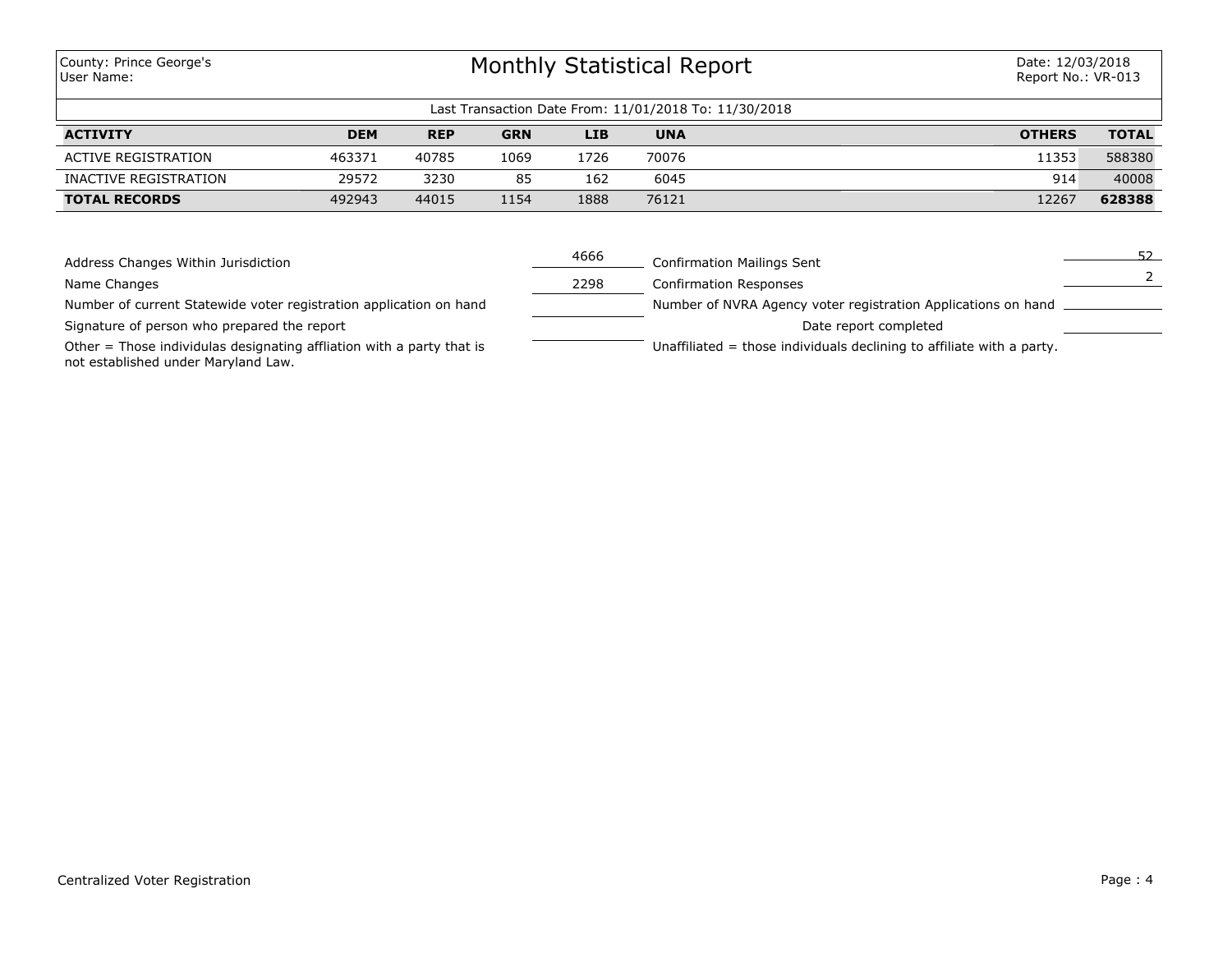County: Prince George's
User Name:

# Monthly Statistical Report

Date: 12/03/2018
Report No.: VR-013

Last Transaction Date From: 11/01/2018 To: 11/30/2018

| ACTIVITY | DEM | REP | GRN | LIB | UNA | | OTHERS | TOTAL |
|---|---|---|---|---|---|---|---|---|
| ACTIVE REGISTRATION | 463371 | 40785 | 1069 | 1726 | 70076 | | 11353 | 588380 |
| INACTIVE REGISTRATION | 29572 | 3230 | 85 | 162 | 6045 | | 914 | 40008 |
| **TOTAL RECORDS** | 492943 | 44015 | 1154 | 1888 | 76121 | | 12267 | **628388** |

| | | | |
|---|---|---|---|
| Address Changes Within Jurisdiction | 4666 | Confirmation Mailings Sent | 52 |
| Name Changes | 2298 | Confirmation Responses | 2 |
| Number of current Statewide voter registration application on hand | | Number of NVRA Agency voter registration Applications on hand | |
| Signature of person who prepared the report | | Date report completed | |

Other = Those individulas designating affliation with a party that is not established under Maryland Law.

Unaffiliated = those individuals declining to affiliate with a party.

Centralized Voter Registration